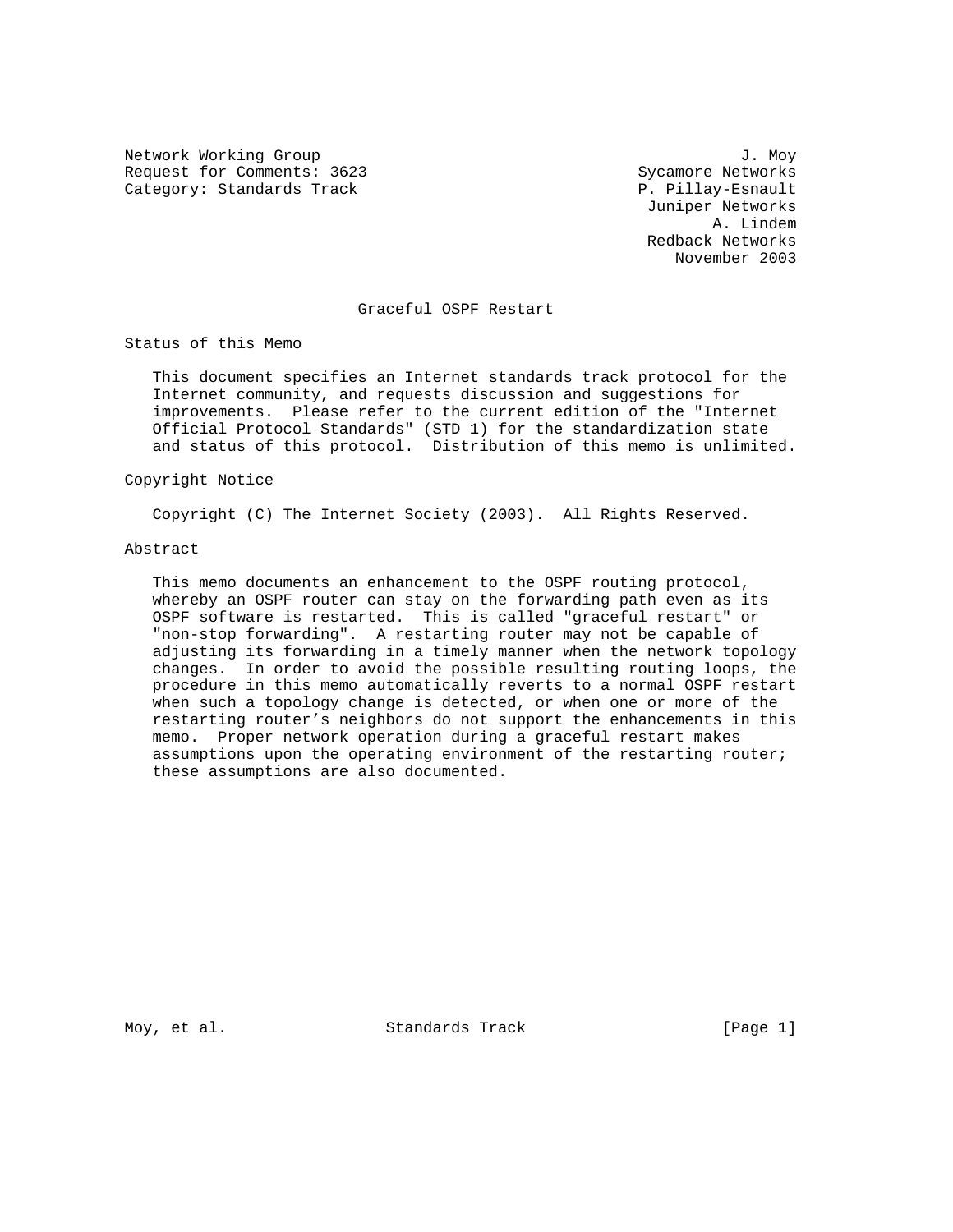Network Working Group J. Moy
Request for Comments: 3623 Sycamore Networks
Category: Standards Track P. Pillay-Esnault
Juniper Networks
A. Lindem
Redback Networks
November 2003

# Graceful OSPF Restart

## Status of this Memo

This document specifies an Internet standards track protocol for the Internet community, and requests discussion and suggestions for improvements. Please refer to the current edition of the "Internet Official Protocol Standards" (STD 1) for the standardization state and status of this protocol. Distribution of this memo is unlimited.

## Copyright Notice

Copyright (C) The Internet Society (2003). All Rights Reserved.

## Abstract

This memo documents an enhancement to the OSPF routing protocol, whereby an OSPF router can stay on the forwarding path even as its OSPF software is restarted. This is called "graceful restart" or "non-stop forwarding". A restarting router may not be capable of adjusting its forwarding in a timely manner when the network topology changes. In order to avoid the possible resulting routing loops, the procedure in this memo automatically reverts to a normal OSPF restart when such a topology change is detected, or when one or more of the restarting router's neighbors do not support the enhancements in this memo. Proper network operation during a graceful restart makes assumptions upon the operating environment of the restarting router; these assumptions are also documented.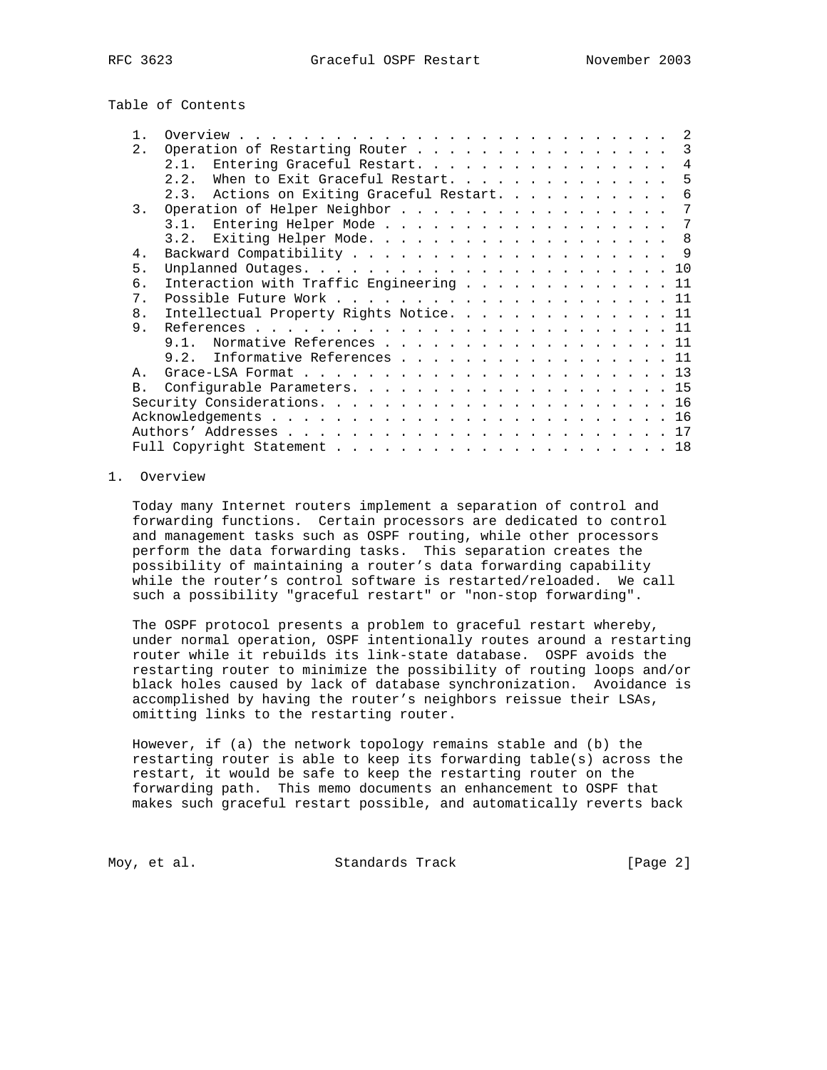Table of Contents

```
   1.  Overview . . . . . . . . . . . . . . . . . . . . . . . . . . .  2
   2.  Operation of Restarting Router . . . . . . . . . . . . . . . .  3
       2.1.  Entering Graceful Restart. . . . . . . . . . . . . . . .  4
       2.2.  When to Exit Graceful Restart. . . . . . . . . . . . . .  5
       2.3.  Actions on Exiting Graceful Restart. . . . . . . . . . .  6
   3.  Operation of Helper Neighbor . . . . . . . . . . . . . . . . .  7
       3.1.  Entering Helper Mode . . . . . . . . . . . . . . . . . .  7
       3.2.  Exiting Helper Mode. . . . . . . . . . . . . . . . . . .  8
   4.  Backward Compatibility . . . . . . . . . . . . . . . . . . . .  9
   5.  Unplanned Outages. . . . . . . . . . . . . . . . . . . . . . . 10
   6.  Interaction with Traffic Engineering . . . . . . . . . . . . . 11
   7.  Possible Future Work . . . . . . . . . . . . . . . . . . . . . 11
   8.  Intellectual Property Rights Notice. . . . . . . . . . . . . . 11
   9.  References . . . . . . . . . . . . . . . . . . . . . . . . . . 11
       9.1.  Normative References . . . . . . . . . . . . . . . . . . 11
       9.2.  Informative References . . . . . . . . . . . . . . . . . 11
   A.  Grace-LSA Format . . . . . . . . . . . . . . . . . . . . . . . 13
   B.  Configurable Parameters. . . . . . . . . . . . . . . . . . . . 15
   Security Considerations. . . . . . . . . . . . . . . . . . . . . . 16
   Acknowledgements . . . . . . . . . . . . . . . . . . . . . . . . . 16
   Authors' Addresses . . . . . . . . . . . . . . . . . . . . . . . . 17
   Full Copyright Statement . . . . . . . . . . . . . . . . . . . . . 18
```

# 1. Overview

Today many Internet routers implement a separation of control and forwarding functions. Certain processors are dedicated to control and management tasks such as OSPF routing, while other processors perform the data forwarding tasks. This separation creates the possibility of maintaining a router's data forwarding capability while the router's control software is restarted/reloaded. We call such a possibility "graceful restart" or "non-stop forwarding".

The OSPF protocol presents a problem to graceful restart whereby, under normal operation, OSPF intentionally routes around a restarting router while it rebuilds its link-state database. OSPF avoids the restarting router to minimize the possibility of routing loops and/or black holes caused by lack of database synchronization. Avoidance is accomplished by having the router's neighbors reissue their LSAs, omitting links to the restarting router.

However, if (a) the network topology remains stable and (b) the restarting router is able to keep its forwarding table(s) across the restart, it would be safe to keep the restarting router on the forwarding path. This memo documents an enhancement to OSPF that makes such graceful restart possible, and automatically reverts back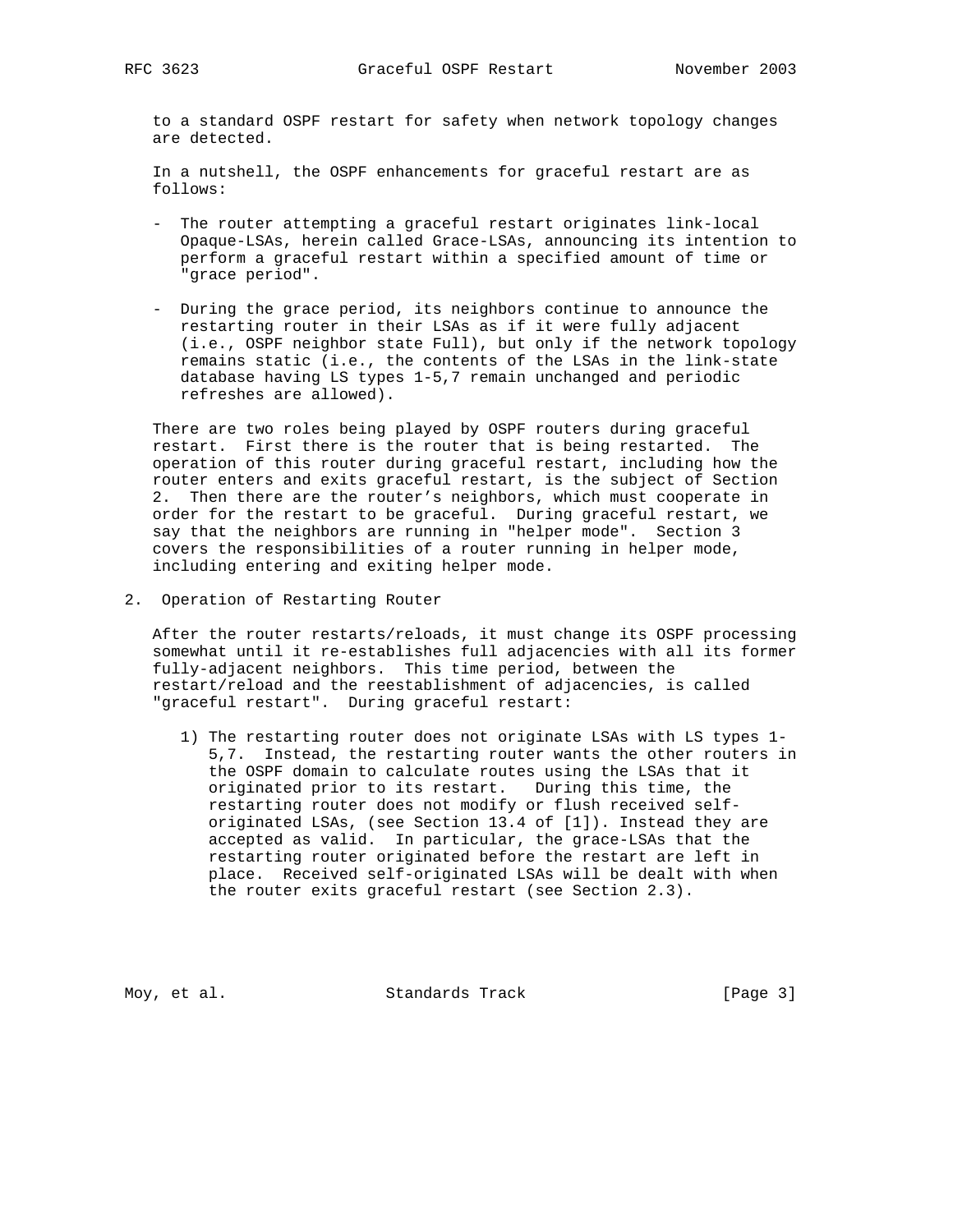to a standard OSPF restart for safety when network topology changes are detected.

In a nutshell, the OSPF enhancements for graceful restart are as follows:

- The router attempting a graceful restart originates link-local Opaque-LSAs, herein called Grace-LSAs, announcing its intention to perform a graceful restart within a specified amount of time or "grace period".

- During the grace period, its neighbors continue to announce the restarting router in their LSAs as if it were fully adjacent (i.e., OSPF neighbor state Full), but only if the network topology remains static (i.e., the contents of the LSAs in the link-state database having LS types 1-5,7 remain unchanged and periodic refreshes are allowed).

There are two roles being played by OSPF routers during graceful restart. First there is the router that is being restarted. The operation of this router during graceful restart, including how the router enters and exits graceful restart, is the subject of Section 2. Then there are the router's neighbors, which must cooperate in order for the restart to be graceful. During graceful restart, we say that the neighbors are running in "helper mode". Section 3 covers the responsibilities of a router running in helper mode, including entering and exiting helper mode.

## 2. Operation of Restarting Router

After the router restarts/reloads, it must change its OSPF processing somewhat until it re-establishes full adjacencies with all its former fully-adjacent neighbors. This time period, between the restart/reload and the reestablishment of adjacencies, is called "graceful restart". During graceful restart:

1) The restarting router does not originate LSAs with LS types 1-5,7. Instead, the restarting router wants the other routers in the OSPF domain to calculate routes using the LSAs that it originated prior to its restart. During this time, the restarting router does not modify or flush received self-originated LSAs, (see Section 13.4 of [1]). Instead they are accepted as valid. In particular, the grace-LSAs that the restarting router originated before the restart are left in place. Received self-originated LSAs will be dealt with when the router exits graceful restart (see Section 2.3).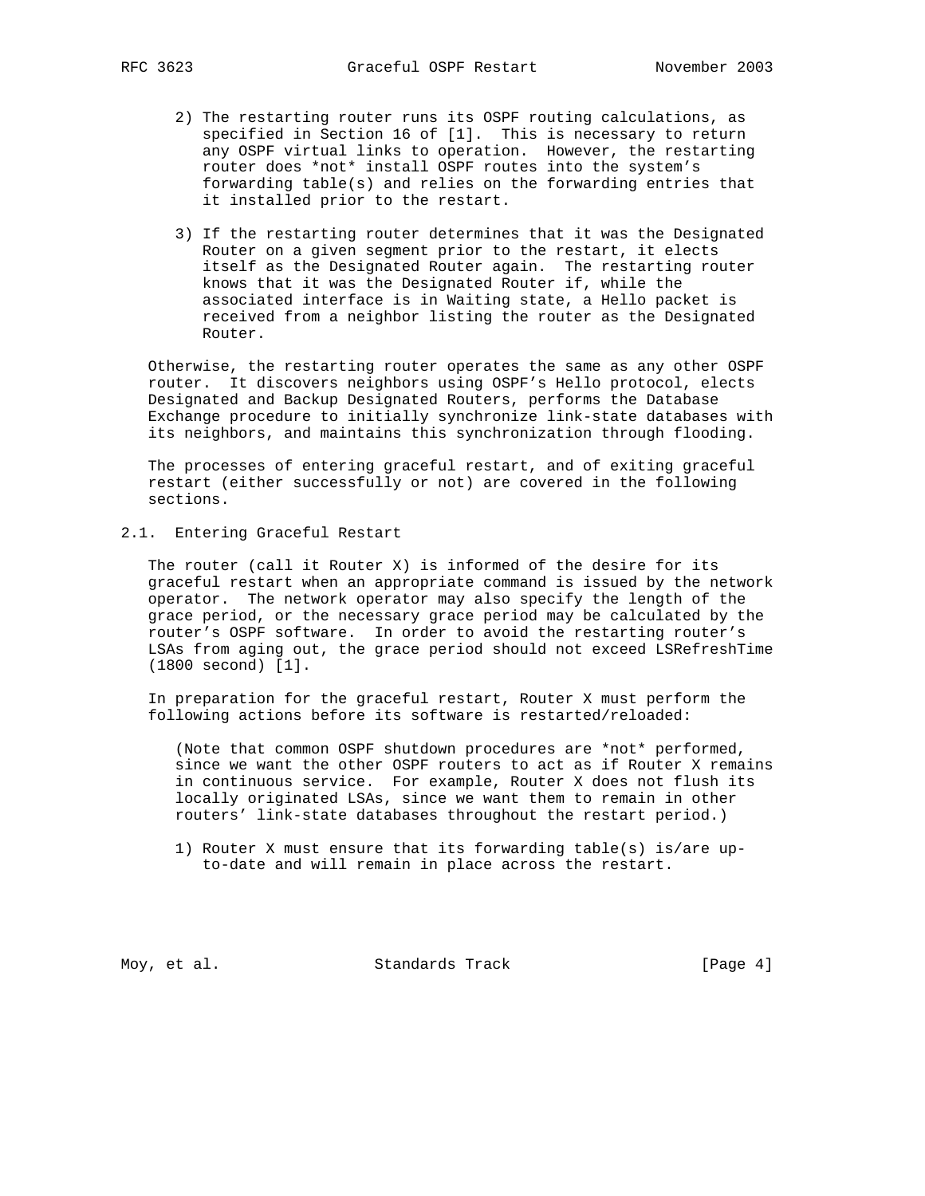2) The restarting router runs its OSPF routing calculations, as specified in Section 16 of [1]. This is necessary to return any OSPF virtual links to operation. However, the restarting router does *not* install OSPF routes into the system's forwarding table(s) and relies on the forwarding entries that it installed prior to the restart.

3) If the restarting router determines that it was the Designated Router on a given segment prior to the restart, it elects itself as the Designated Router again. The restarting router knows that it was the Designated Router if, while the associated interface is in Waiting state, a Hello packet is received from a neighbor listing the router as the Designated Router.

Otherwise, the restarting router operates the same as any other OSPF router. It discovers neighbors using OSPF's Hello protocol, elects Designated and Backup Designated Routers, performs the Database Exchange procedure to initially synchronize link-state databases with its neighbors, and maintains this synchronization through flooding.

The processes of entering graceful restart, and of exiting graceful restart (either successfully or not) are covered in the following sections.

## 2.1. Entering Graceful Restart

The router (call it Router X) is informed of the desire for its graceful restart when an appropriate command is issued by the network operator. The network operator may also specify the length of the grace period, or the necessary grace period may be calculated by the router's OSPF software. In order to avoid the restarting router's LSAs from aging out, the grace period should not exceed LSRefreshTime (1800 second) [1].

In preparation for the graceful restart, Router X must perform the following actions before its software is restarted/reloaded:

(Note that common OSPF shutdown procedures are *not* performed, since we want the other OSPF routers to act as if Router X remains in continuous service. For example, Router X does not flush its locally originated LSAs, since we want them to remain in other routers' link-state databases throughout the restart period.)

1) Router X must ensure that its forwarding table(s) is/are up-to-date and will remain in place across the restart.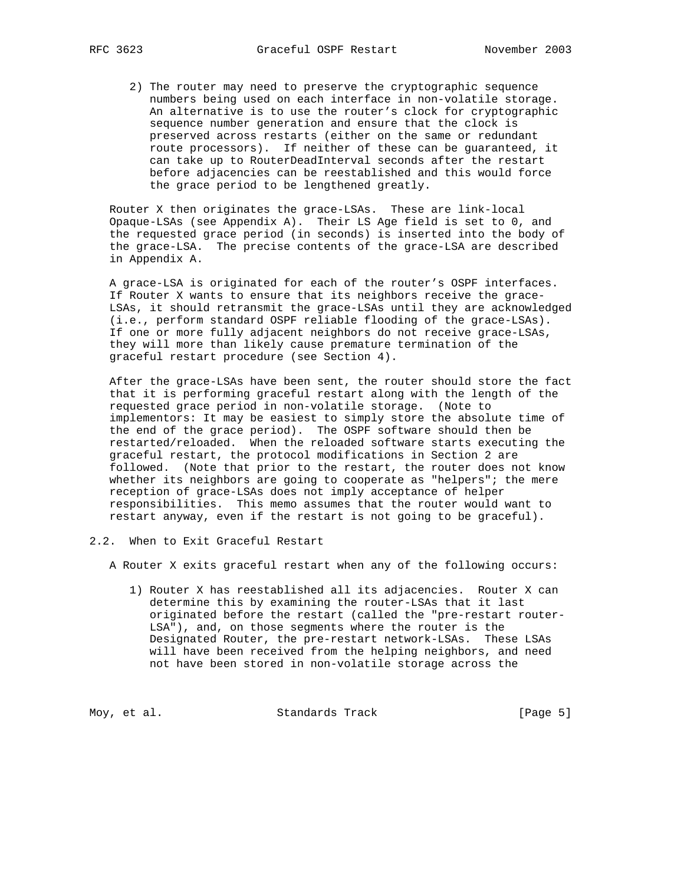2) The router may need to preserve the cryptographic sequence numbers being used on each interface in non-volatile storage. An alternative is to use the router's clock for cryptographic sequence number generation and ensure that the clock is preserved across restarts (either on the same or redundant route processors). If neither of these can be guaranteed, it can take up to RouterDeadInterval seconds after the restart before adjacencies can be reestablished and this would force the grace period to be lengthened greatly.

Router X then originates the grace-LSAs. These are link-local Opaque-LSAs (see Appendix A). Their LS Age field is set to 0, and the requested grace period (in seconds) is inserted into the body of the grace-LSA. The precise contents of the grace-LSA are described in Appendix A.

A grace-LSA is originated for each of the router's OSPF interfaces. If Router X wants to ensure that its neighbors receive the grace-LSAs, it should retransmit the grace-LSAs until they are acknowledged (i.e., perform standard OSPF reliable flooding of the grace-LSAs). If one or more fully adjacent neighbors do not receive grace-LSAs, they will more than likely cause premature termination of the graceful restart procedure (see Section 4).

After the grace-LSAs have been sent, the router should store the fact that it is performing graceful restart along with the length of the requested grace period in non-volatile storage. (Note to implementors: It may be easiest to simply store the absolute time of the end of the grace period). The OSPF software should then be restarted/reloaded. When the reloaded software starts executing the graceful restart, the protocol modifications in Section 2 are followed. (Note that prior to the restart, the router does not know whether its neighbors are going to cooperate as "helpers"; the mere reception of grace-LSAs does not imply acceptance of helper responsibilities. This memo assumes that the router would want to restart anyway, even if the restart is not going to be graceful).

## 2.2. When to Exit Graceful Restart

A Router X exits graceful restart when any of the following occurs:

1) Router X has reestablished all its adjacencies. Router X can determine this by examining the router-LSAs that it last originated before the restart (called the "pre-restart router-LSA"), and, on those segments where the router is the Designated Router, the pre-restart network-LSAs. These LSAs will have been received from the helping neighbors, and need not have been stored in non-volatile storage across the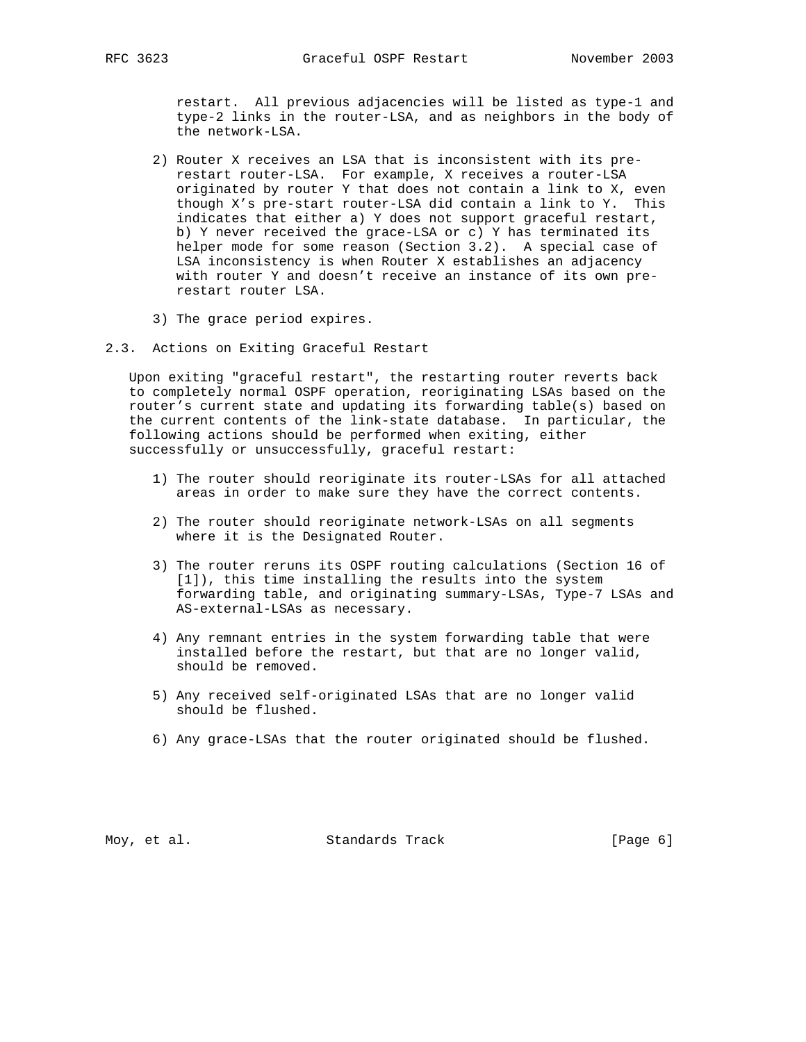restart. All previous adjacencies will be listed as type-1 and type-2 links in the router-LSA, and as neighbors in the body of the network-LSA.

2) Router X receives an LSA that is inconsistent with its pre-restart router-LSA. For example, X receives a router-LSA originated by router Y that does not contain a link to X, even though X's pre-start router-LSA did contain a link to Y. This indicates that either a) Y does not support graceful restart, b) Y never received the grace-LSA or c) Y has terminated its helper mode for some reason (Section 3.2). A special case of LSA inconsistency is when Router X establishes an adjacency with router Y and doesn't receive an instance of its own pre-restart router LSA.

3) The grace period expires.

## 2.3. Actions on Exiting Graceful Restart

Upon exiting "graceful restart", the restarting router reverts back to completely normal OSPF operation, reoriginating LSAs based on the router's current state and updating its forwarding table(s) based on the current contents of the link-state database. In particular, the following actions should be performed when exiting, either successfully or unsuccessfully, graceful restart:

1) The router should reoriginate its router-LSAs for all attached areas in order to make sure they have the correct contents.

2) The router should reoriginate network-LSAs on all segments where it is the Designated Router.

3) The router reruns its OSPF routing calculations (Section 16 of [1]), this time installing the results into the system forwarding table, and originating summary-LSAs, Type-7 LSAs and AS-external-LSAs as necessary.

4) Any remnant entries in the system forwarding table that were installed before the restart, but that are no longer valid, should be removed.

5) Any received self-originated LSAs that are no longer valid should be flushed.

6) Any grace-LSAs that the router originated should be flushed.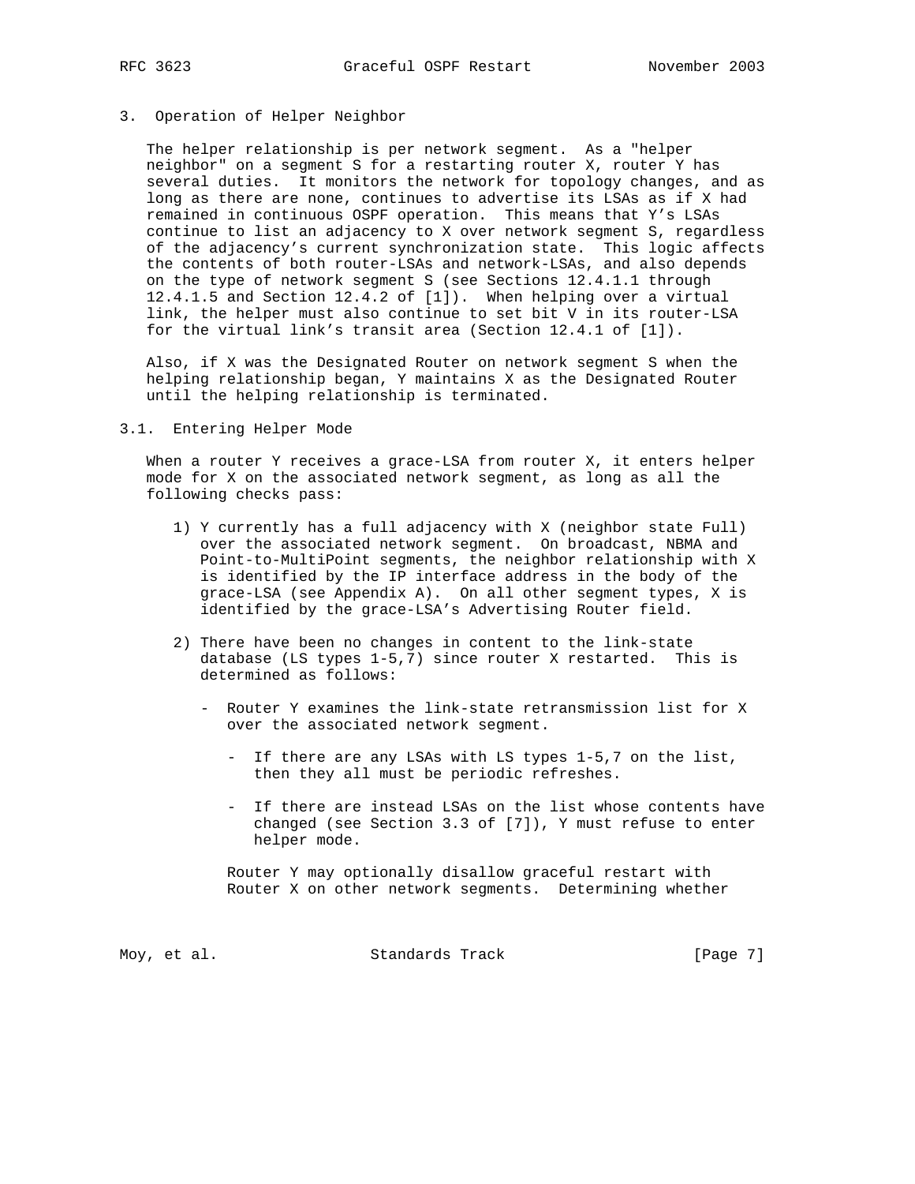## 3. Operation of Helper Neighbor

The helper relationship is per network segment. As a "helper neighbor" on a segment S for a restarting router X, router Y has several duties. It monitors the network for topology changes, and as long as there are none, continues to advertise its LSAs as if X had remained in continuous OSPF operation. This means that Y's LSAs continue to list an adjacency to X over network segment S, regardless of the adjacency's current synchronization state. This logic affects the contents of both router-LSAs and network-LSAs, and also depends on the type of network segment S (see Sections 12.4.1.1 through 12.4.1.5 and Section 12.4.2 of [1]). When helping over a virtual link, the helper must also continue to set bit V in its router-LSA for the virtual link's transit area (Section 12.4.1 of [1]).

Also, if X was the Designated Router on network segment S when the helping relationship began, Y maintains X as the Designated Router until the helping relationship is terminated.

### 3.1. Entering Helper Mode

When a router Y receives a grace-LSA from router X, it enters helper mode for X on the associated network segment, as long as all the following checks pass:

1) Y currently has a full adjacency with X (neighbor state Full) over the associated network segment. On broadcast, NBMA and Point-to-MultiPoint segments, the neighbor relationship with X is identified by the IP interface address in the body of the grace-LSA (see Appendix A). On all other segment types, X is identified by the grace-LSA's Advertising Router field.

2) There have been no changes in content to the link-state database (LS types 1-5,7) since router X restarted. This is determined as follows:

   - Router Y examines the link-state retransmission list for X over the associated network segment.

     - If there are any LSAs with LS types 1-5,7 on the list, then they all must be periodic refreshes.

     - If there are instead LSAs on the list whose contents have changed (see Section 3.3 of [7]), Y must refuse to enter helper mode.

   Router Y may optionally disallow graceful restart with Router X on other network segments. Determining whether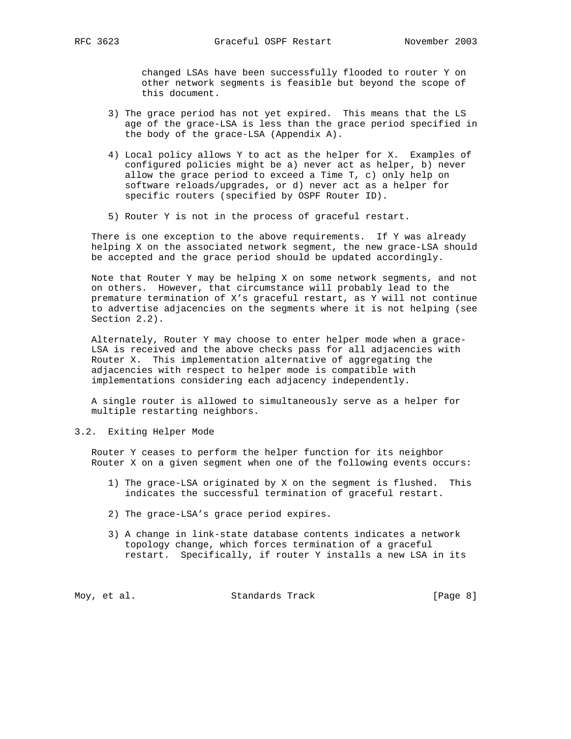changed LSAs have been successfully flooded to router Y on other network segments is feasible but beyond the scope of this document.

3) The grace period has not yet expired. This means that the LS age of the grace-LSA is less than the grace period specified in the body of the grace-LSA (Appendix A).

4) Local policy allows Y to act as the helper for X. Examples of configured policies might be a) never act as helper, b) never allow the grace period to exceed a Time T, c) only help on software reloads/upgrades, or d) never act as a helper for specific routers (specified by OSPF Router ID).

5) Router Y is not in the process of graceful restart.

There is one exception to the above requirements. If Y was already helping X on the associated network segment, the new grace-LSA should be accepted and the grace period should be updated accordingly.

Note that Router Y may be helping X on some network segments, and not on others. However, that circumstance will probably lead to the premature termination of X's graceful restart, as Y will not continue to advertise adjacencies on the segments where it is not helping (see Section 2.2).

Alternately, Router Y may choose to enter helper mode when a grace-LSA is received and the above checks pass for all adjacencies with Router X. This implementation alternative of aggregating the adjacencies with respect to helper mode is compatible with implementations considering each adjacency independently.

A single router is allowed to simultaneously serve as a helper for multiple restarting neighbors.

## 3.2. Exiting Helper Mode

Router Y ceases to perform the helper function for its neighbor Router X on a given segment when one of the following events occurs:

1) The grace-LSA originated by X on the segment is flushed. This indicates the successful termination of graceful restart.

2) The grace-LSA's grace period expires.

3) A change in link-state database contents indicates a network topology change, which forces termination of a graceful restart. Specifically, if router Y installs a new LSA in its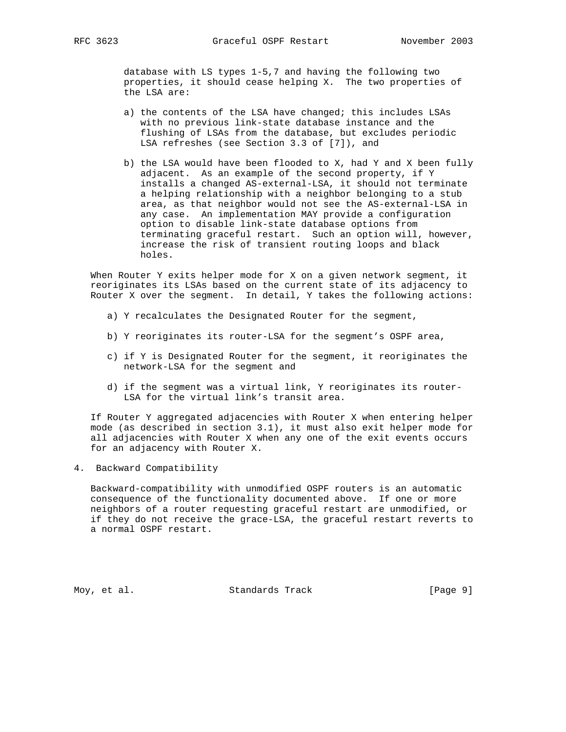database with LS types 1-5,7 and having the following two properties, it should cease helping X. The two properties of the LSA are:

a) the contents of the LSA have changed; this includes LSAs with no previous link-state database instance and the flushing of LSAs from the database, but excludes periodic LSA refreshes (see Section 3.3 of [7]), and

b) the LSA would have been flooded to X, had Y and X been fully adjacent. As an example of the second property, if Y installs a changed AS-external-LSA, it should not terminate a helping relationship with a neighbor belonging to a stub area, as that neighbor would not see the AS-external-LSA in any case. An implementation MAY provide a configuration option to disable link-state database options from terminating graceful restart. Such an option will, however, increase the risk of transient routing loops and black holes.

When Router Y exits helper mode for X on a given network segment, it reoriginates its LSAs based on the current state of its adjacency to Router X over the segment. In detail, Y takes the following actions:

a) Y recalculates the Designated Router for the segment,

b) Y reoriginates its router-LSA for the segment's OSPF area,

c) if Y is Designated Router for the segment, it reoriginates the network-LSA for the segment and

d) if the segment was a virtual link, Y reoriginates its router-LSA for the virtual link's transit area.

If Router Y aggregated adjacencies with Router X when entering helper mode (as described in section 3.1), it must also exit helper mode for all adjacencies with Router X when any one of the exit events occurs for an adjacency with Router X.

## 4. Backward Compatibility

Backward-compatibility with unmodified OSPF routers is an automatic consequence of the functionality documented above. If one or more neighbors of a router requesting graceful restart are unmodified, or if they do not receive the grace-LSA, the graceful restart reverts to a normal OSPF restart.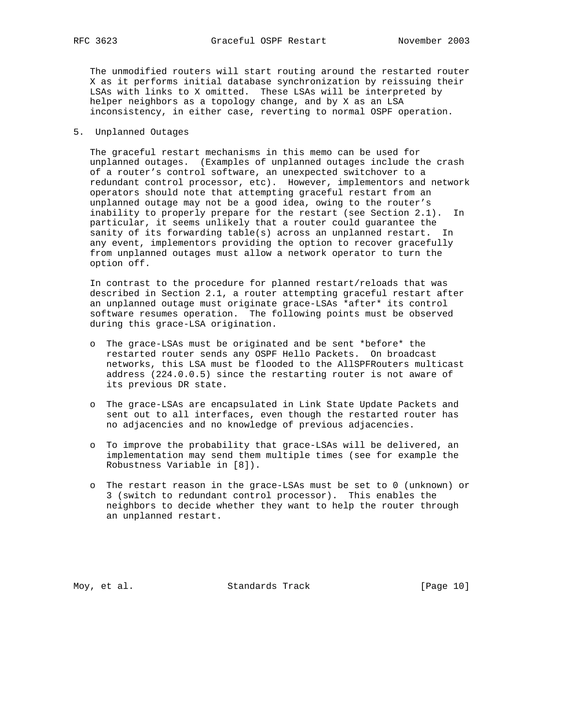The unmodified routers will start routing around the restarted router X as it performs initial database synchronization by reissuing their LSAs with links to X omitted. These LSAs will be interpreted by helper neighbors as a topology change, and by X as an LSA inconsistency, in either case, reverting to normal OSPF operation.

## 5. Unplanned Outages

The graceful restart mechanisms in this memo can be used for unplanned outages. (Examples of unplanned outages include the crash of a router's control software, an unexpected switchover to a redundant control processor, etc). However, implementors and network operators should note that attempting graceful restart from an unplanned outage may not be a good idea, owing to the router's inability to properly prepare for the restart (see Section 2.1). In particular, it seems unlikely that a router could guarantee the sanity of its forwarding table(s) across an unplanned restart. In any event, implementors providing the option to recover gracefully from unplanned outages must allow a network operator to turn the option off.

In contrast to the procedure for planned restart/reloads that was described in Section 2.1, a router attempting graceful restart after an unplanned outage must originate grace-LSAs *after* its control software resumes operation. The following points must be observed during this grace-LSA origination.

- The grace-LSAs must be originated and be sent *before* the restarted router sends any OSPF Hello Packets. On broadcast networks, this LSA must be flooded to the AllSPFRouters multicast address (224.0.0.5) since the restarting router is not aware of its previous DR state.

- The grace-LSAs are encapsulated in Link State Update Packets and sent out to all interfaces, even though the restarted router has no adjacencies and no knowledge of previous adjacencies.

- To improve the probability that grace-LSAs will be delivered, an implementation may send them multiple times (see for example the Robustness Variable in [8]).

- The restart reason in the grace-LSAs must be set to 0 (unknown) or 3 (switch to redundant control processor). This enables the neighbors to decide whether they want to help the router through an unplanned restart.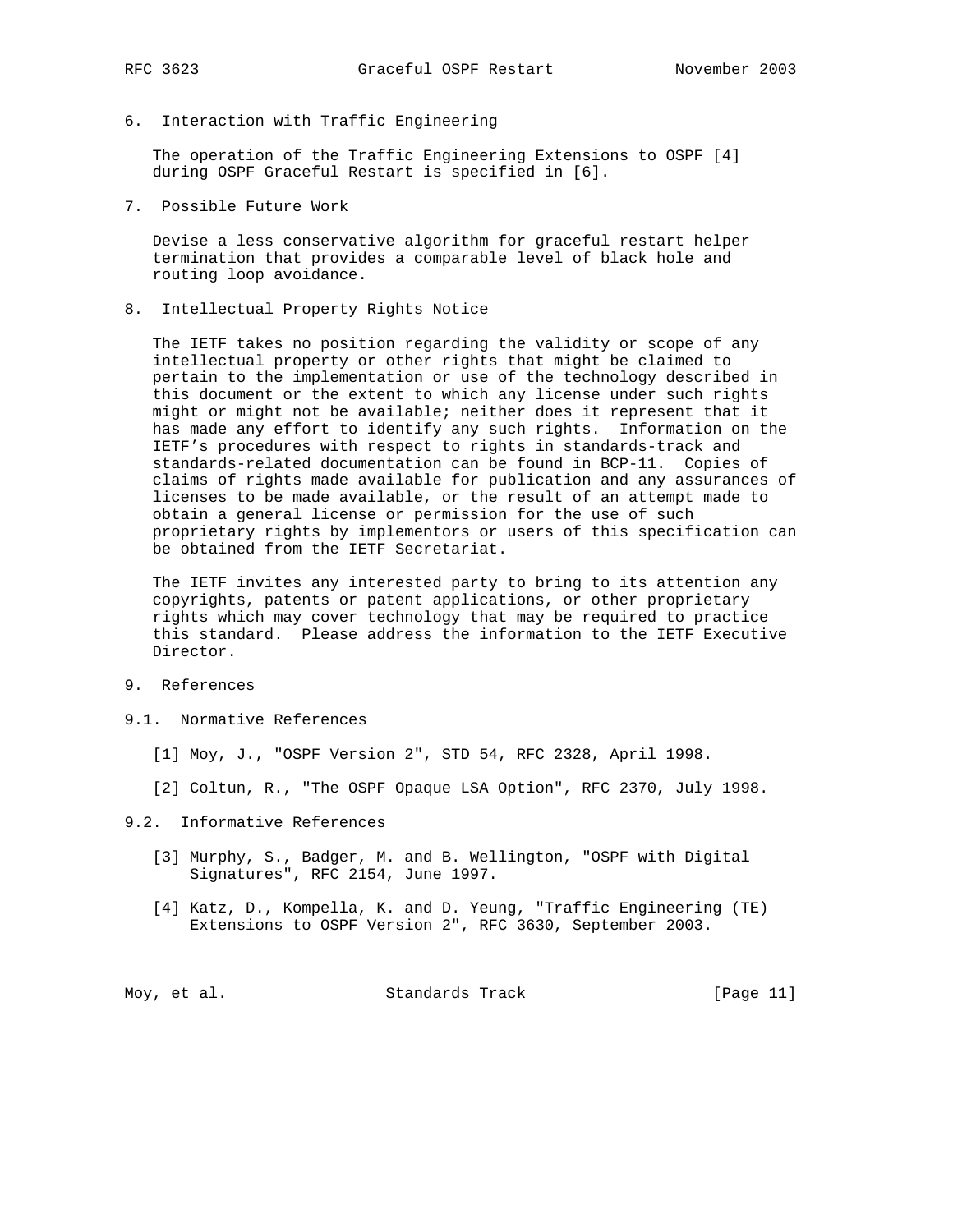## 6. Interaction with Traffic Engineering

The operation of the Traffic Engineering Extensions to OSPF [4] during OSPF Graceful Restart is specified in [6].

## 7. Possible Future Work

Devise a less conservative algorithm for graceful restart helper termination that provides a comparable level of black hole and routing loop avoidance.

## 8. Intellectual Property Rights Notice

The IETF takes no position regarding the validity or scope of any intellectual property or other rights that might be claimed to pertain to the implementation or use of the technology described in this document or the extent to which any license under such rights might or might not be available; neither does it represent that it has made any effort to identify any such rights. Information on the IETF's procedures with respect to rights in standards-track and standards-related documentation can be found in BCP-11. Copies of claims of rights made available for publication and any assurances of licenses to be made available, or the result of an attempt made to obtain a general license or permission for the use of such proprietary rights by implementors or users of this specification can be obtained from the IETF Secretariat.

The IETF invites any interested party to bring to its attention any copyrights, patents or patent applications, or other proprietary rights which may cover technology that may be required to practice this standard. Please address the information to the IETF Executive Director.

## 9. References

### 9.1. Normative References

[1] Moy, J., "OSPF Version 2", STD 54, RFC 2328, April 1998.

[2] Coltun, R., "The OSPF Opaque LSA Option", RFC 2370, July 1998.

### 9.2. Informative References

[3] Murphy, S., Badger, M. and B. Wellington, "OSPF with Digital Signatures", RFC 2154, June 1997.

[4] Katz, D., Kompella, K. and D. Yeung, "Traffic Engineering (TE) Extensions to OSPF Version 2", RFC 3630, September 2003.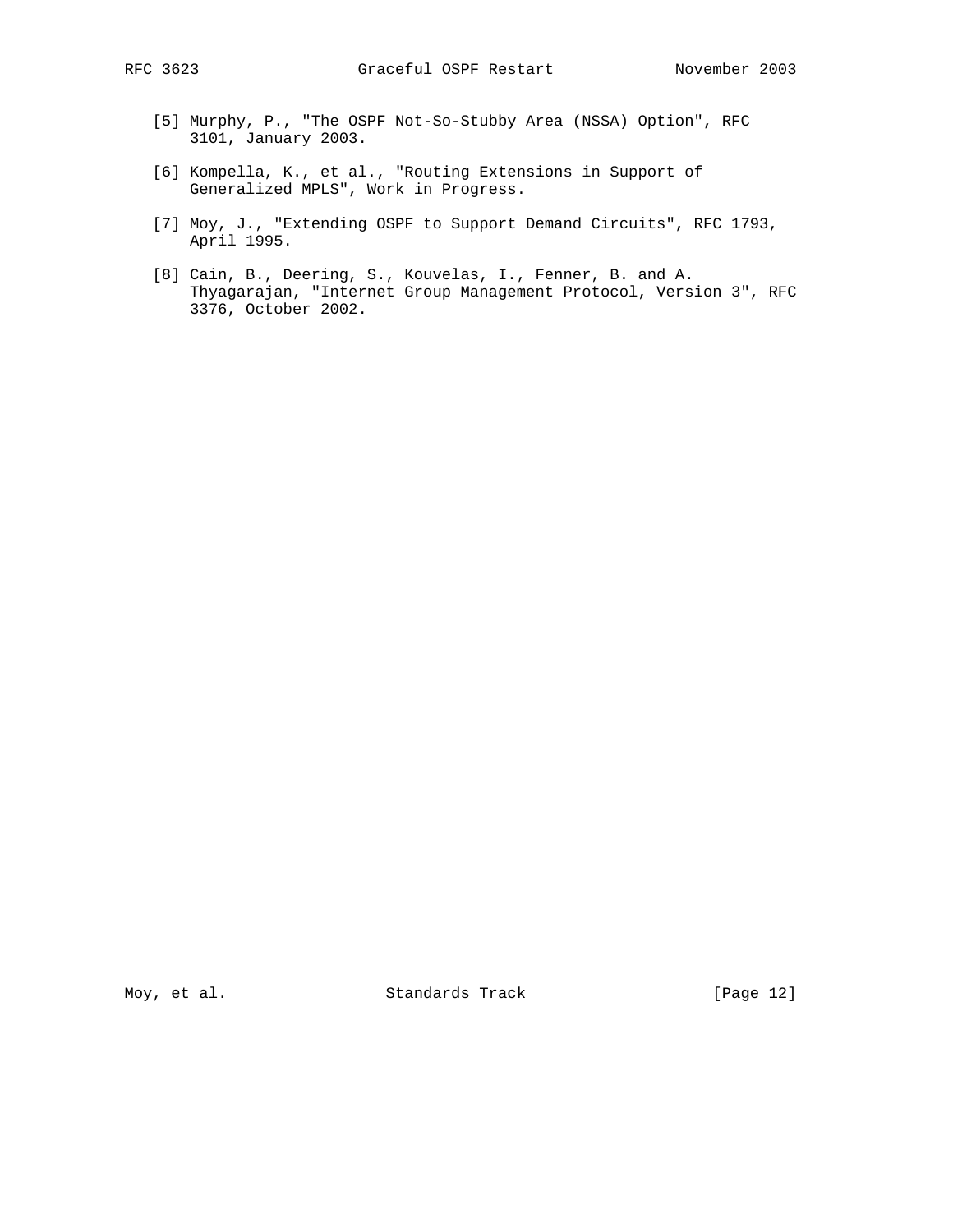[5] Murphy, P., "The OSPF Not-So-Stubby Area (NSSA) Option", RFC 3101, January 2003.

[6] Kompella, K., et al., "Routing Extensions in Support of Generalized MPLS", Work in Progress.

[7] Moy, J., "Extending OSPF to Support Demand Circuits", RFC 1793, April 1995.

[8] Cain, B., Deering, S., Kouvelas, I., Fenner, B. and A. Thyagarajan, "Internet Group Management Protocol, Version 3", RFC 3376, October 2002.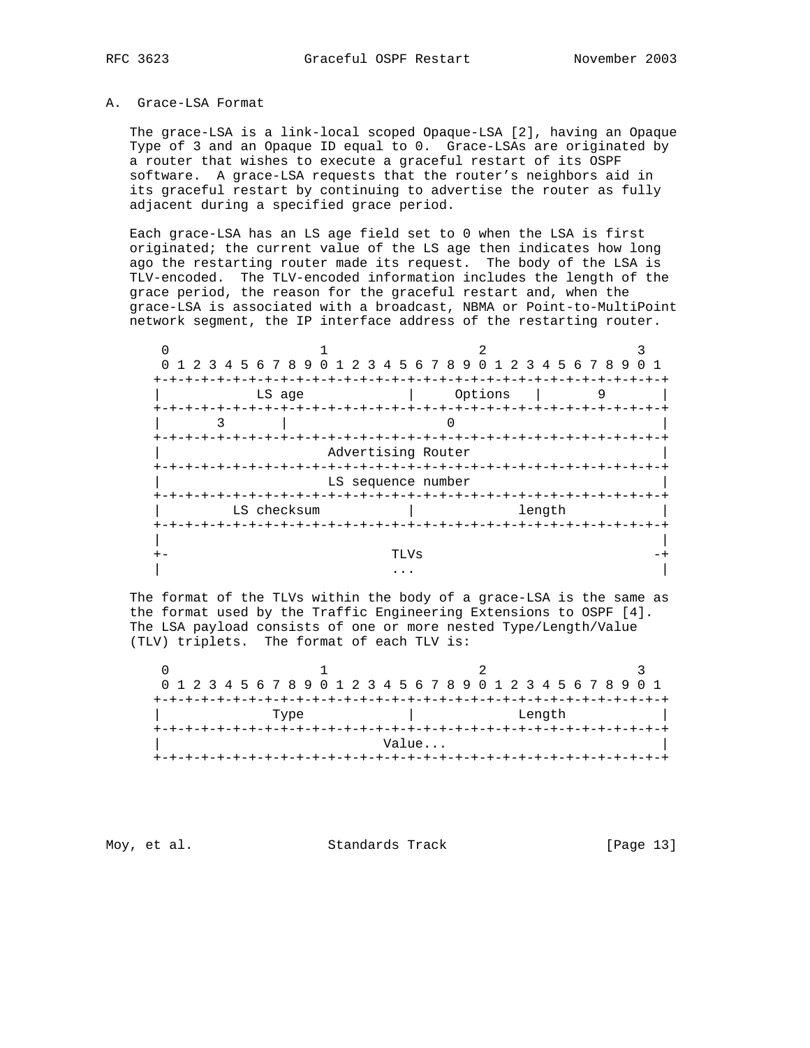## A. Grace-LSA Format

The grace-LSA is a link-local scoped Opaque-LSA [2], having an Opaque Type of 3 and an Opaque ID equal to 0. Grace-LSAs are originated by a router that wishes to execute a graceful restart of its OSPF software. A grace-LSA requests that the router's neighbors aid in its graceful restart by continuing to advertise the router as fully adjacent during a specified grace period.

Each grace-LSA has an LS age field set to 0 when the LSA is first originated; the current value of the LS age then indicates how long ago the restarting router made its request. The body of the LSA is TLV-encoded. The TLV-encoded information includes the length of the grace period, the reason for the graceful restart and, when the grace-LSA is associated with a broadcast, NBMA or Point-to-MultiPoint network segment, the IP interface address of the restarting router.

```
 0                   1                   2                   3
 0 1 2 3 4 5 6 7 8 9 0 1 2 3 4 5 6 7 8 9 0 1 2 3 4 5 6 7 8 9 0 1
+-+-+-+-+-+-+-+-+-+-+-+-+-+-+-+-+-+-+-+-+-+-+-+-+-+-+-+-+-+-+-+-+
|            LS age             |     Options   |       9       |
+-+-+-+-+-+-+-+-+-+-+-+-+-+-+-+-+-+-+-+-+-+-+-+-+-+-+-+-+-+-+-+-+
|       3       |                    0                          |
+-+-+-+-+-+-+-+-+-+-+-+-+-+-+-+-+-+-+-+-+-+-+-+-+-+-+-+-+-+-+-+-+
|                     Advertising Router                        |
+-+-+-+-+-+-+-+-+-+-+-+-+-+-+-+-+-+-+-+-+-+-+-+-+-+-+-+-+-+-+-+-+
|                     LS sequence number                        |
+-+-+-+-+-+-+-+-+-+-+-+-+-+-+-+-+-+-+-+-+-+-+-+-+-+-+-+-+-+-+-+-+
|         LS checksum           |             length            |
+-+-+-+-+-+-+-+-+-+-+-+-+-+-+-+-+-+-+-+-+-+-+-+-+-+-+-+-+-+-+-+-+
|                                                               |
+-                            TLVs                             -+
|                             ...                               |
```

The format of the TLVs within the body of a grace-LSA is the same as the format used by the Traffic Engineering Extensions to OSPF [4]. The LSA payload consists of one or more nested Type/Length/Value (TLV) triplets. The format of each TLV is:

```
 0                   1                   2                   3
 0 1 2 3 4 5 6 7 8 9 0 1 2 3 4 5 6 7 8 9 0 1 2 3 4 5 6 7 8 9 0 1
+-+-+-+-+-+-+-+-+-+-+-+-+-+-+-+-+-+-+-+-+-+-+-+-+-+-+-+-+-+-+-+-+
|              Type             |             Length            |
+-+-+-+-+-+-+-+-+-+-+-+-+-+-+-+-+-+-+-+-+-+-+-+-+-+-+-+-+-+-+-+-+
|                            Value...                           |
+-+-+-+-+-+-+-+-+-+-+-+-+-+-+-+-+-+-+-+-+-+-+-+-+-+-+-+-+-+-+-+-+
```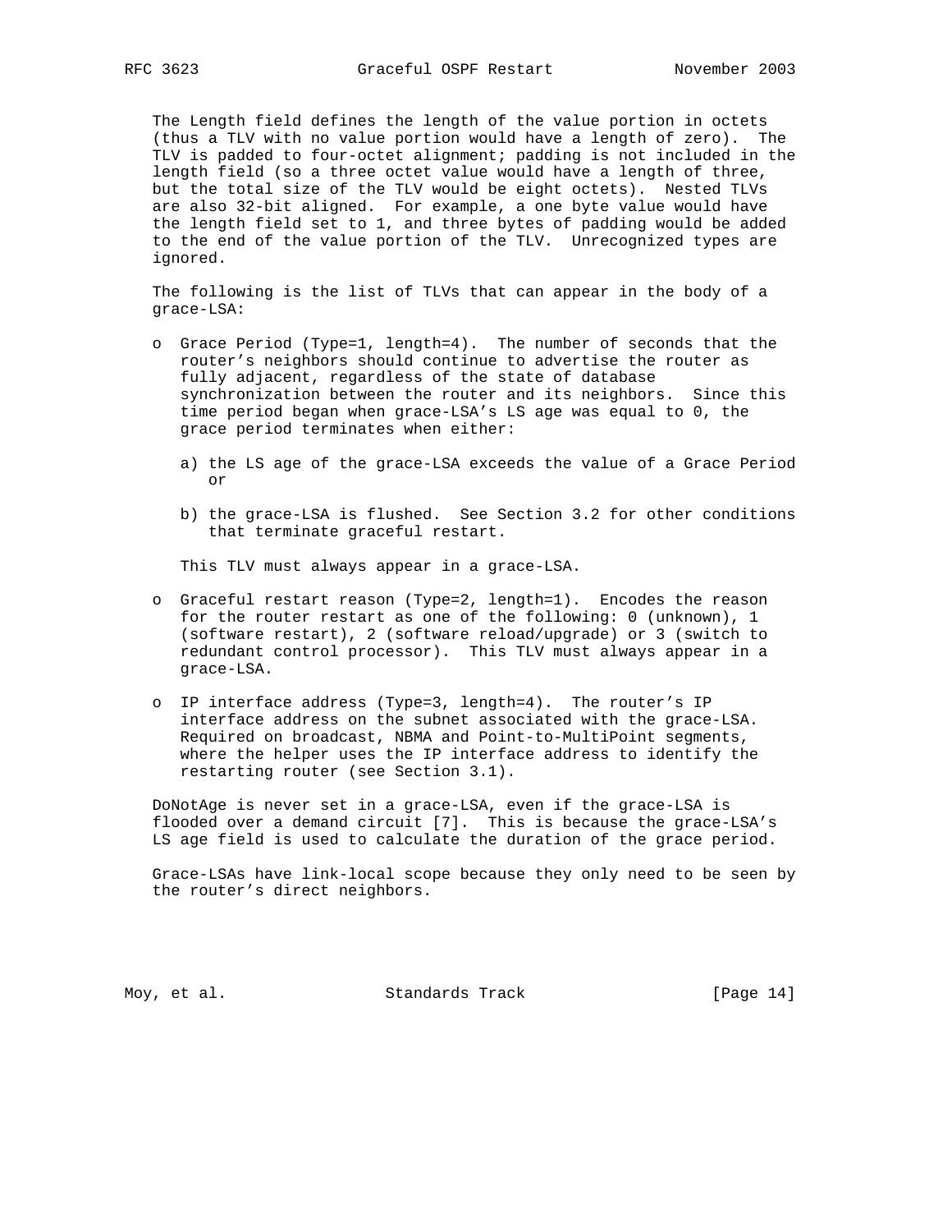The Length field defines the length of the value portion in octets (thus a TLV with no value portion would have a length of zero). The TLV is padded to four-octet alignment; padding is not included in the length field (so a three octet value would have a length of three, but the total size of the TLV would be eight octets). Nested TLVs are also 32-bit aligned. For example, a one byte value would have the length field set to 1, and three bytes of padding would be added to the end of the value portion of the TLV. Unrecognized types are ignored.

The following is the list of TLVs that can appear in the body of a grace-LSA:

- Grace Period (Type=1, length=4). The number of seconds that the router's neighbors should continue to advertise the router as fully adjacent, regardless of the state of database synchronization between the router and its neighbors. Since this time period began when grace-LSA's LS age was equal to 0, the grace period terminates when either:

  a) the LS age of the grace-LSA exceeds the value of a Grace Period or

  b) the grace-LSA is flushed. See Section 3.2 for other conditions that terminate graceful restart.

  This TLV must always appear in a grace-LSA.

- Graceful restart reason (Type=2, length=1). Encodes the reason for the router restart as one of the following: 0 (unknown), 1 (software restart), 2 (software reload/upgrade) or 3 (switch to redundant control processor). This TLV must always appear in a grace-LSA.

- IP interface address (Type=3, length=4). The router's IP interface address on the subnet associated with the grace-LSA. Required on broadcast, NBMA and Point-to-MultiPoint segments, where the helper uses the IP interface address to identify the restarting router (see Section 3.1).

DoNotAge is never set in a grace-LSA, even if the grace-LSA is flooded over a demand circuit [7]. This is because the grace-LSA's LS age field is used to calculate the duration of the grace period.

Grace-LSAs have link-local scope because they only need to be seen by the router's direct neighbors.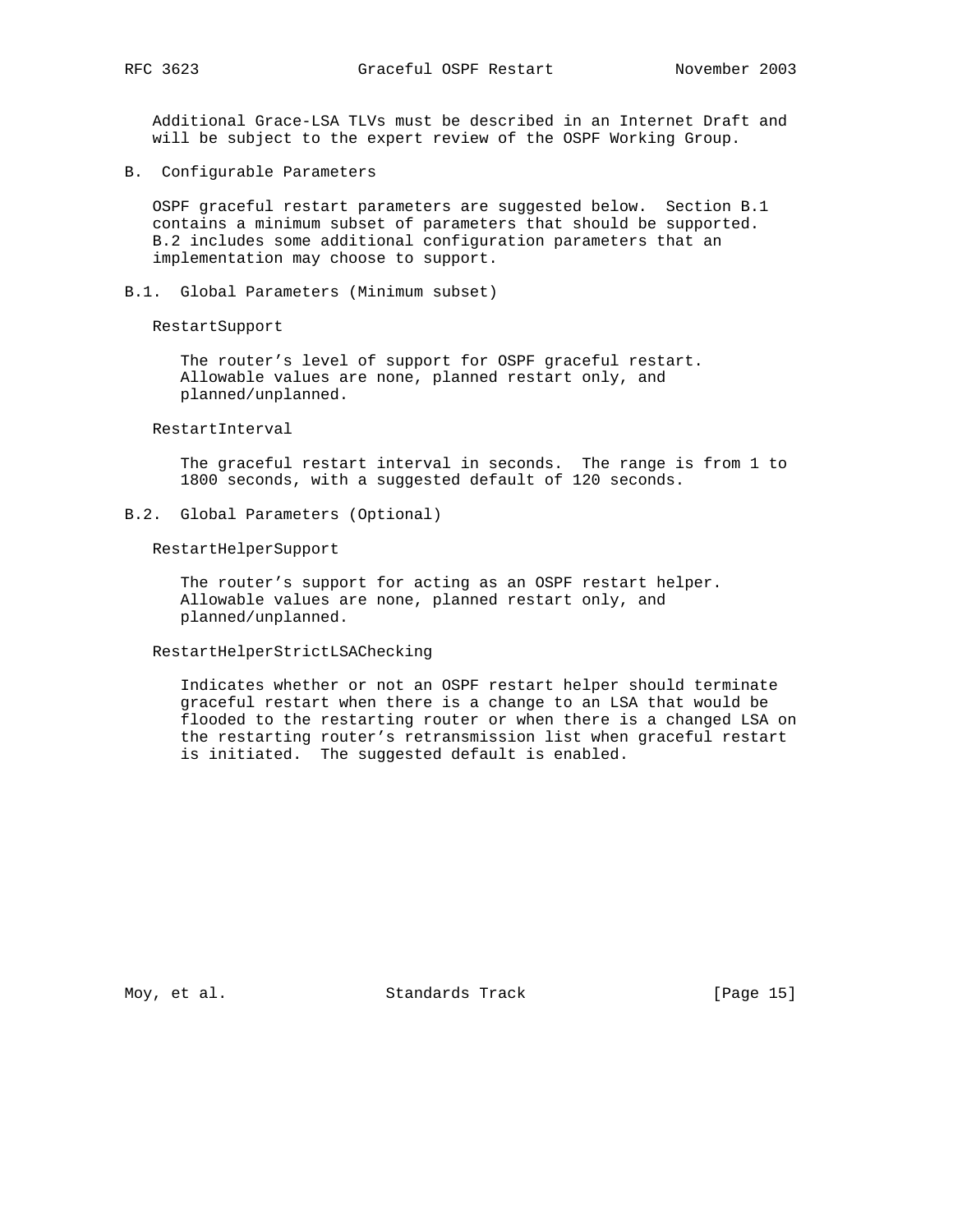Additional Grace-LSA TLVs must be described in an Internet Draft and will be subject to the expert review of the OSPF Working Group.

# B. Configurable Parameters

OSPF graceful restart parameters are suggested below. Section B.1 contains a minimum subset of parameters that should be supported. B.2 includes some additional configuration parameters that an implementation may choose to support.

## B.1. Global Parameters (Minimum subset)

RestartSupport

The router's level of support for OSPF graceful restart. Allowable values are none, planned restart only, and planned/unplanned.

RestartInterval

The graceful restart interval in seconds. The range is from 1 to 1800 seconds, with a suggested default of 120 seconds.

## B.2. Global Parameters (Optional)

RestartHelperSupport

The router's support for acting as an OSPF restart helper. Allowable values are none, planned restart only, and planned/unplanned.

RestartHelperStrictLSAChecking

Indicates whether or not an OSPF restart helper should terminate graceful restart when there is a change to an LSA that would be flooded to the restarting router or when there is a changed LSA on the restarting router's retransmission list when graceful restart is initiated. The suggested default is enabled.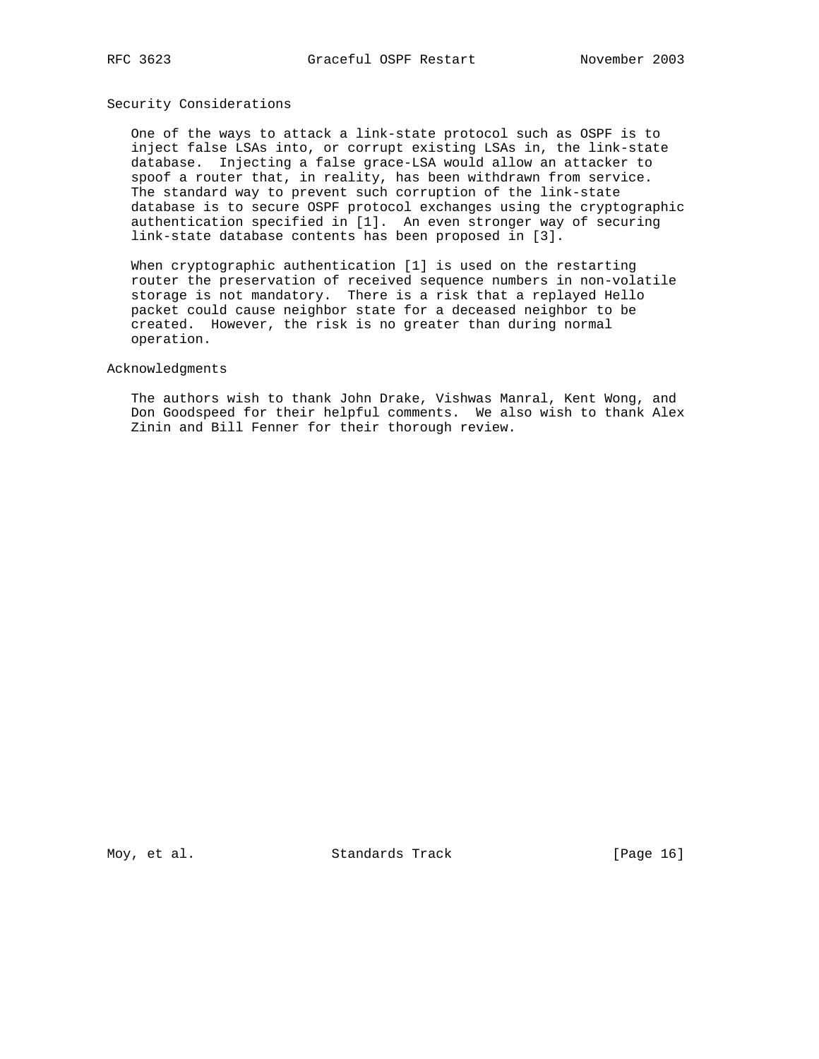## Security Considerations

One of the ways to attack a link-state protocol such as OSPF is to inject false LSAs into, or corrupt existing LSAs in, the link-state database. Injecting a false grace-LSA would allow an attacker to spoof a router that, in reality, has been withdrawn from service. The standard way to prevent such corruption of the link-state database is to secure OSPF protocol exchanges using the cryptographic authentication specified in [1]. An even stronger way of securing link-state database contents has been proposed in [3].

When cryptographic authentication [1] is used on the restarting router the preservation of received sequence numbers in non-volatile storage is not mandatory. There is a risk that a replayed Hello packet could cause neighbor state for a deceased neighbor to be created. However, the risk is no greater than during normal operation.

## Acknowledgments

The authors wish to thank John Drake, Vishwas Manral, Kent Wong, and Don Goodspeed for their helpful comments. We also wish to thank Alex Zinin and Bill Fenner for their thorough review.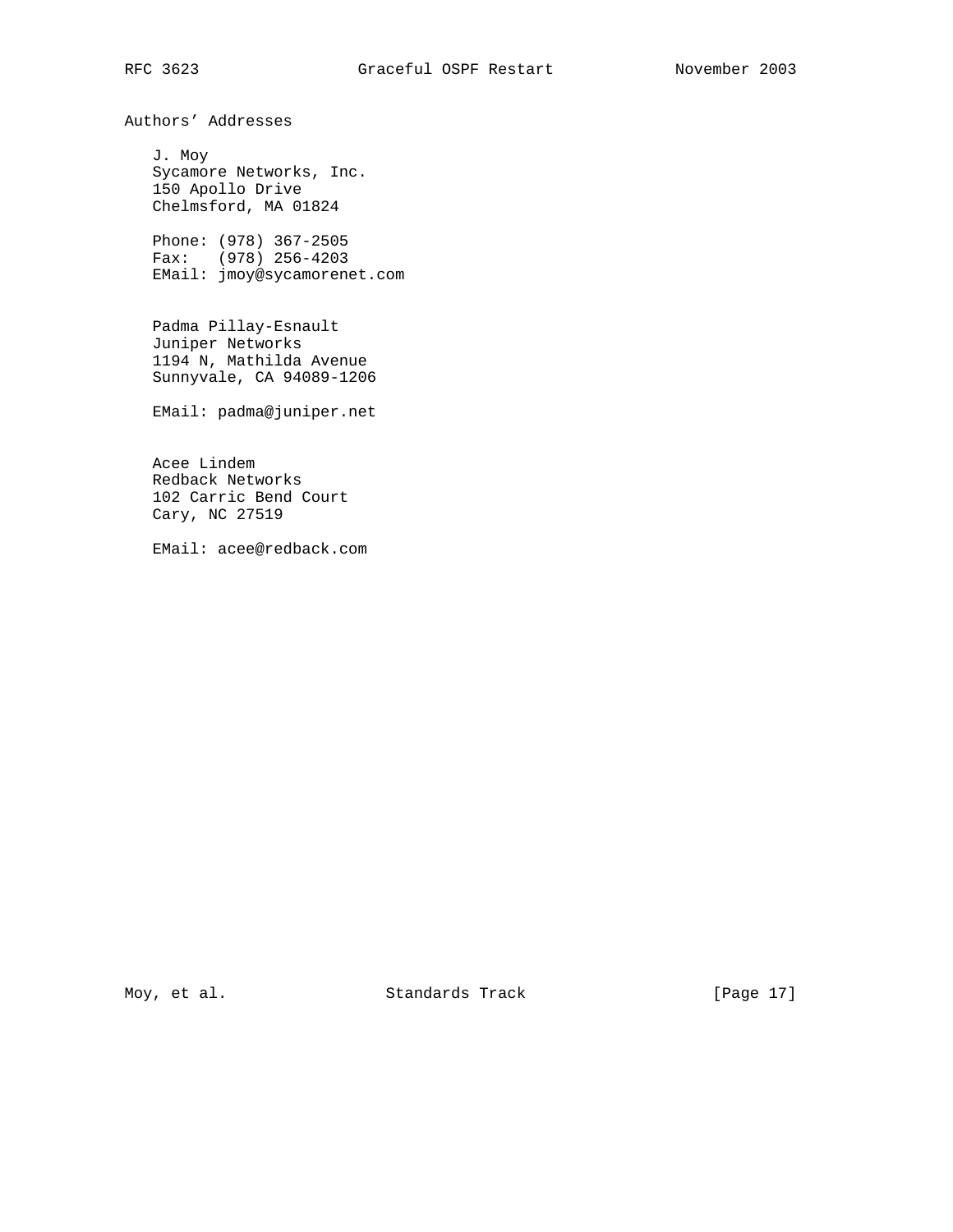## Authors' Addresses

J. Moy
Sycamore Networks, Inc.
150 Apollo Drive
Chelmsford, MA 01824

Phone: (978) 367-2505
Fax: (978) 256-4203
EMail: jmoy@sycamorenet.com

Padma Pillay-Esnault
Juniper Networks
1194 N, Mathilda Avenue
Sunnyvale, CA 94089-1206

EMail: padma@juniper.net

Acee Lindem
Redback Networks
102 Carric Bend Court
Cary, NC 27519

EMail: acee@redback.com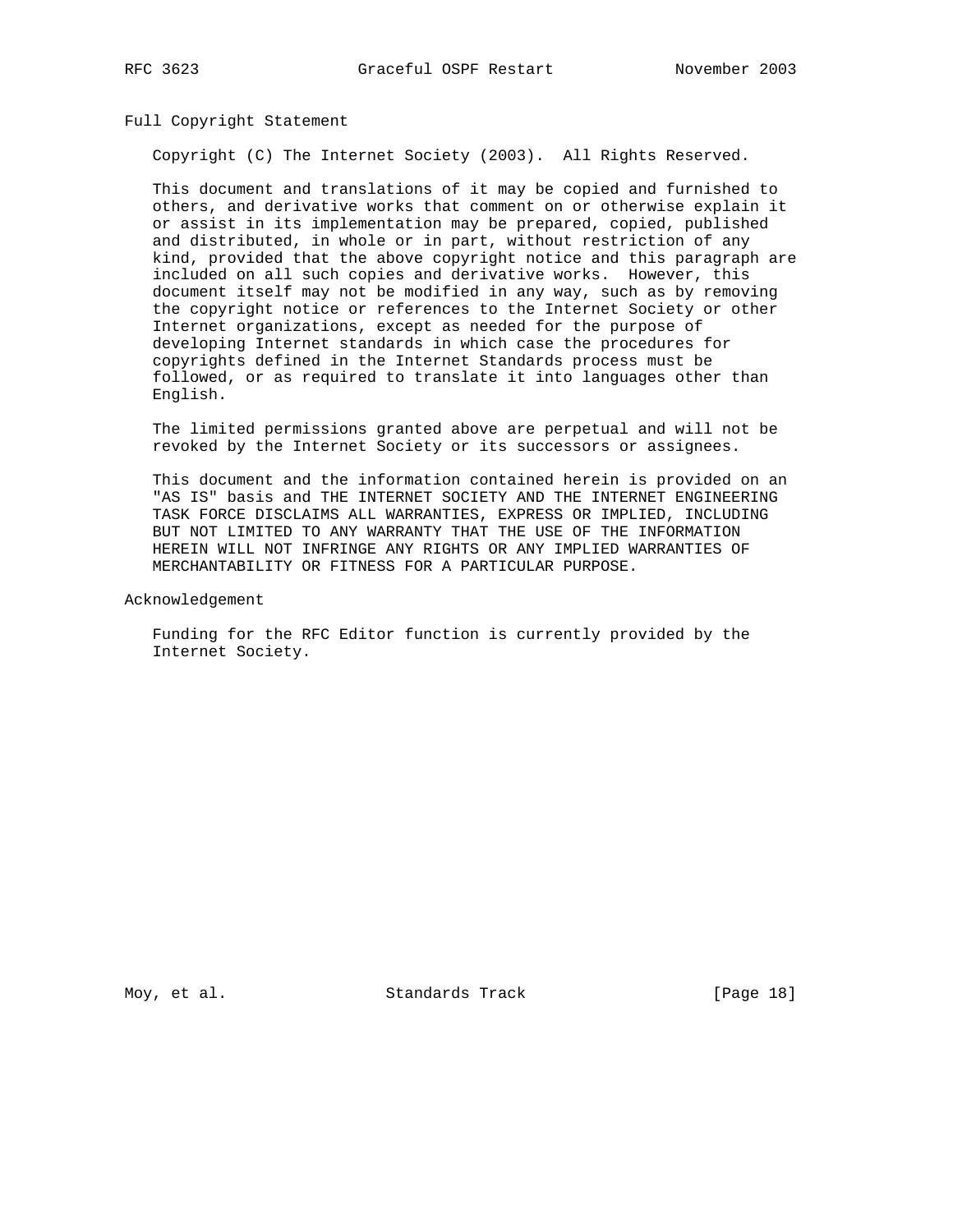## Full Copyright Statement

Copyright (C) The Internet Society (2003). All Rights Reserved.

This document and translations of it may be copied and furnished to others, and derivative works that comment on or otherwise explain it or assist in its implementation may be prepared, copied, published and distributed, in whole or in part, without restriction of any kind, provided that the above copyright notice and this paragraph are included on all such copies and derivative works. However, this document itself may not be modified in any way, such as by removing the copyright notice or references to the Internet Society or other Internet organizations, except as needed for the purpose of developing Internet standards in which case the procedures for copyrights defined in the Internet Standards process must be followed, or as required to translate it into languages other than English.

The limited permissions granted above are perpetual and will not be revoked by the Internet Society or its successors or assignees.

This document and the information contained herein is provided on an "AS IS" basis and THE INTERNET SOCIETY AND THE INTERNET ENGINEERING TASK FORCE DISCLAIMS ALL WARRANTIES, EXPRESS OR IMPLIED, INCLUDING BUT NOT LIMITED TO ANY WARRANTY THAT THE USE OF THE INFORMATION HEREIN WILL NOT INFRINGE ANY RIGHTS OR ANY IMPLIED WARRANTIES OF MERCHANTABILITY OR FITNESS FOR A PARTICULAR PURPOSE.

## Acknowledgement

Funding for the RFC Editor function is currently provided by the Internet Society.